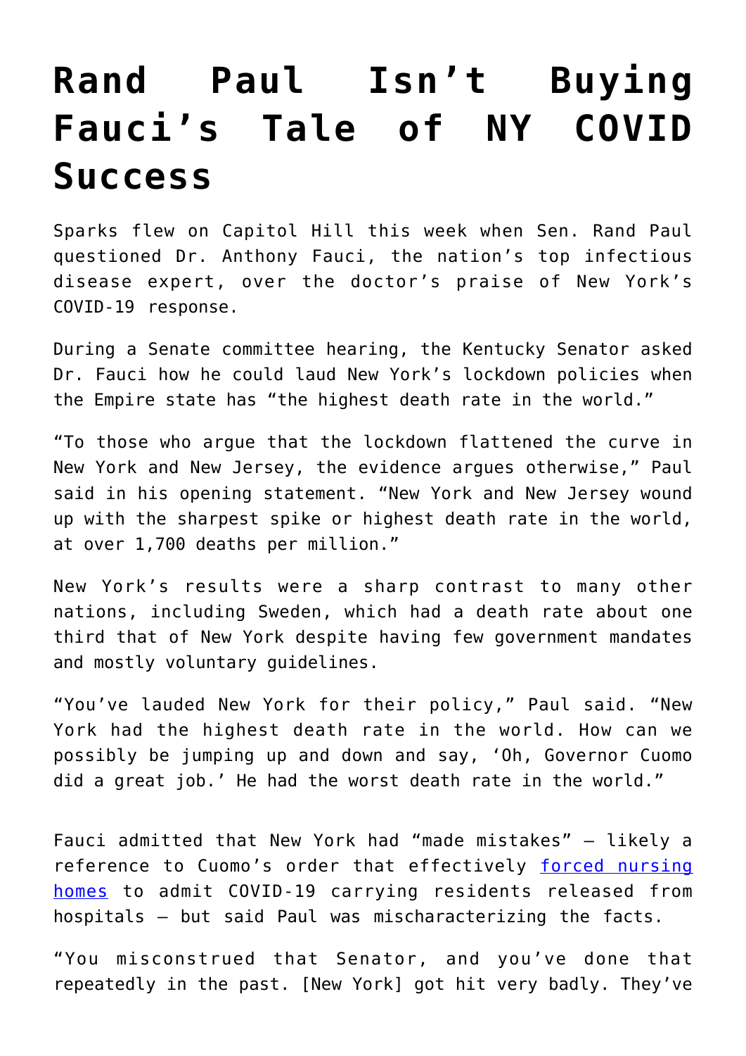# Rand Paul Isn't Buying Fauci's Tale of NY COVID Success

Sparks flew on Capitol Hill this week when Sen. Rand Paul questioned Dr. Anthony Fauci, the nation's top infectious disease expert, over the doctor's praise of New York's COVID-19 response.

During a Senate committee hearing, the Kentucky Senator asked Dr. Fauci how he could laud New York's lockdown policies when the Empire state has "the highest death rate in the world."

"To those who argue that the lockdown flattened the curve in New York and New Jersey, the evidence argues otherwise," Paul said in his opening statement. "New York and New Jersey wound up with the sharpest spike or highest death rate in the world, at over 1,700 deaths per million."

New York's results were a sharp contrast to many other nations, including Sweden, which had a death rate about one third that of New York despite having few government mandates and mostly voluntary guidelines.

"You've lauded New York for their policy," Paul said. "New York had the highest death rate in the world. How can we possibly be jumping up and down and say, 'Oh, Governor Cuomo did a great job.' He had the worst death rate in the world."

Fauci admitted that New York had "made mistakes" – likely a reference to Cuomo's order that effectively [forced nursing homes](#) to admit COVID-19 carrying residents released from hospitals – but said Paul was mischaracterizing the facts.

"You misconstrued that Senator, and you've done that repeatedly in the past. [New York] got hit very badly. They've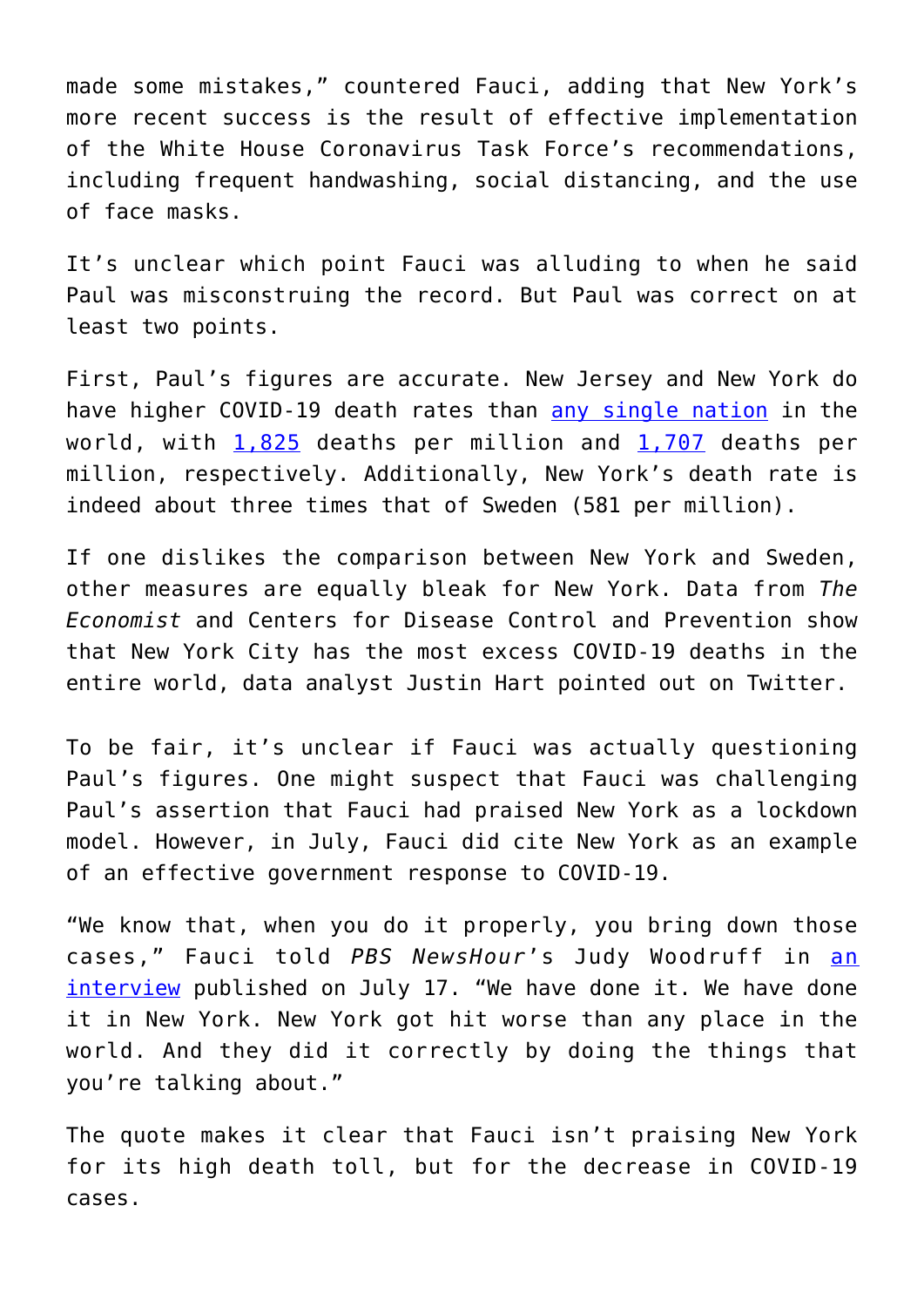made some mistakes," countered Fauci, adding that New York's more recent success is the result of effective implementation of the White House Coronavirus Task Force's recommendations, including frequent handwashing, social distancing, and the use of face masks.

It's unclear which point Fauci was alluding to when he said Paul was misconstruing the record. But Paul was correct on at least two points.

First, Paul's figures are accurate. New Jersey and New York do have higher COVID-19 death rates than any single nation in the world, with 1,825 deaths per million and 1,707 deaths per million, respectively. Additionally, New York's death rate is indeed about three times that of Sweden (581 per million).

If one dislikes the comparison between New York and Sweden, other measures are equally bleak for New York. Data from *The Economist* and Centers for Disease Control and Prevention show that New York City has the most excess COVID-19 deaths in the entire world, data analyst Justin Hart pointed out on Twitter.

To be fair, it's unclear if Fauci was actually questioning Paul's figures. One might suspect that Fauci was challenging Paul's assertion that Fauci had praised New York as a lockdown model. However, in July, Fauci did cite New York as an example of an effective government response to COVID-19.

"We know that, when you do it properly, you bring down those cases," Fauci told *PBS NewsHour*'s Judy Woodruff in an interview published on July 17. "We have done it. We have done it in New York. New York got hit worse than any place in the world. And they did it correctly by doing the things that you're talking about."

The quote makes it clear that Fauci isn't praising New York for its high death toll, but for the decrease in COVID-19 cases.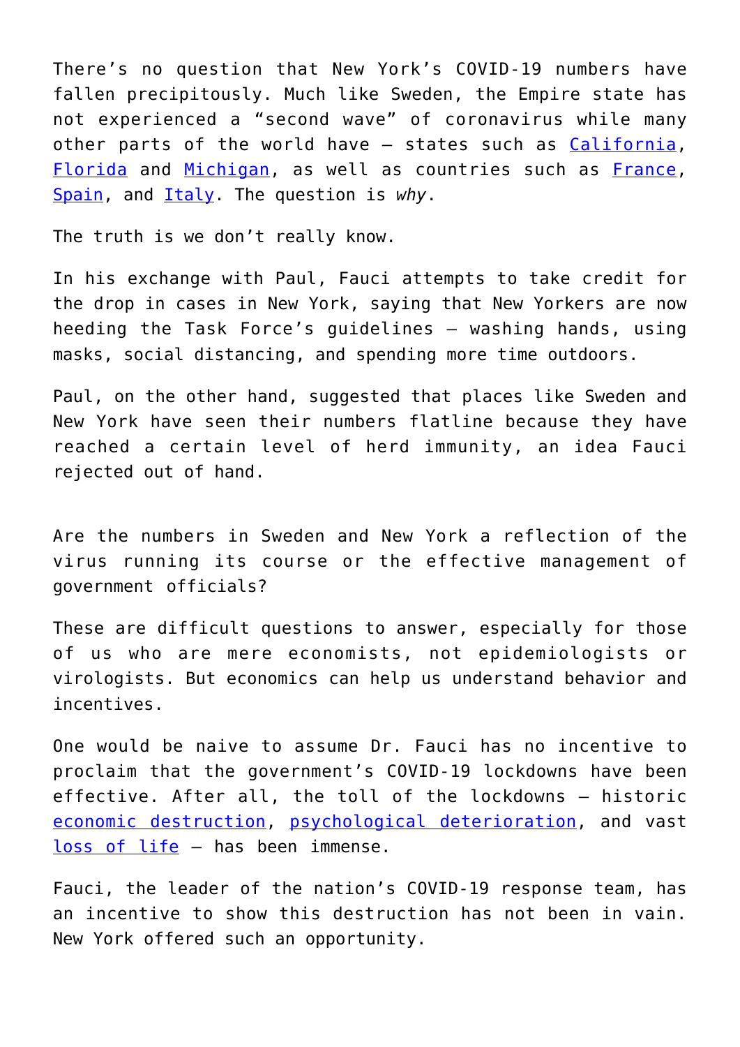There's no question that New York's COVID-19 numbers have fallen precipitously. Much like Sweden, the Empire state has not experienced a "second wave" of coronavirus while many other parts of the world have – states such as California, Florida and Michigan, as well as countries such as France, Spain, and Italy. The question is *why*.

The truth is we don't really know.

In his exchange with Paul, Fauci attempts to take credit for the drop in cases in New York, saying that New Yorkers are now heeding the Task Force's guidelines – washing hands, using masks, social distancing, and spending more time outdoors.

Paul, on the other hand, suggested that places like Sweden and New York have seen their numbers flatline because they have reached a certain level of herd immunity, an idea Fauci rejected out of hand.

Are the numbers in Sweden and New York a reflection of the virus running its course or the effective management of government officials?

These are difficult questions to answer, especially for those of us who are mere economists, not epidemiologists or virologists. But economics can help us understand behavior and incentives.

One would be naive to assume Dr. Fauci has no incentive to proclaim that the government's COVID-19 lockdowns have been effective. After all, the toll of the lockdowns – historic economic destruction, psychological deterioration, and vast loss of life – has been immense.

Fauci, the leader of the nation's COVID-19 response team, has an incentive to show this destruction has not been in vain. New York offered such an opportunity.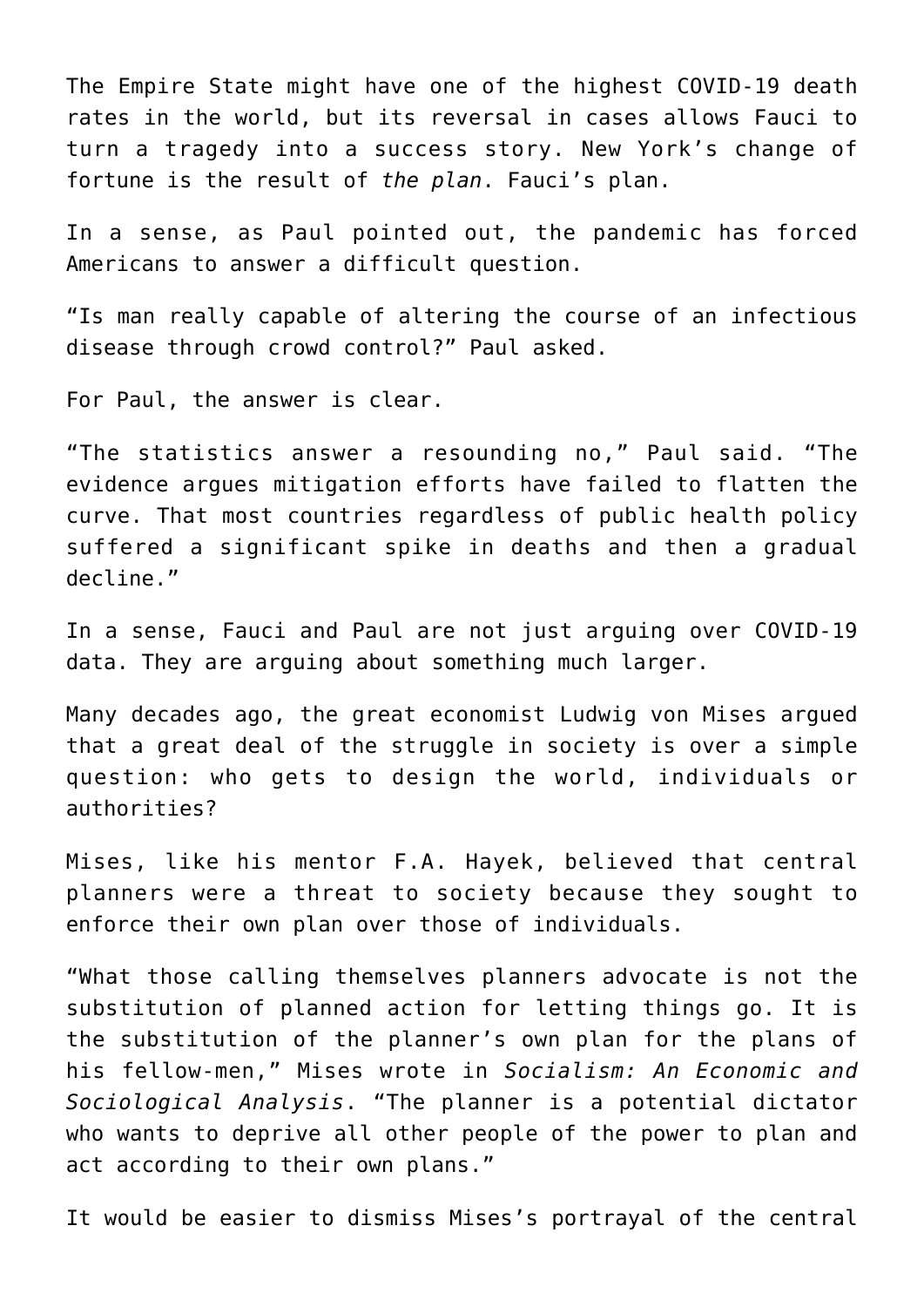The Empire State might have one of the highest COVID-19 death rates in the world, but its reversal in cases allows Fauci to turn a tragedy into a success story. New York's change of fortune is the result of *the plan*. Fauci's plan.

In a sense, as Paul pointed out, the pandemic has forced Americans to answer a difficult question.

"Is man really capable of altering the course of an infectious disease through crowd control?" Paul asked.

For Paul, the answer is clear.

"The statistics answer a resounding no," Paul said. "The evidence argues mitigation efforts have failed to flatten the curve. That most countries regardless of public health policy suffered a significant spike in deaths and then a gradual decline."

In a sense, Fauci and Paul are not just arguing over COVID-19 data. They are arguing about something much larger.

Many decades ago, the great economist Ludwig von Mises argued that a great deal of the struggle in society is over a simple question: who gets to design the world, individuals or authorities?

Mises, like his mentor F.A. Hayek, believed that central planners were a threat to society because they sought to enforce their own plan over those of individuals.

"What those calling themselves planners advocate is not the substitution of planned action for letting things go. It is the substitution of the planner's own plan for the plans of his fellow-men," Mises wrote in *Socialism: An Economic and Sociological Analysis*. "The planner is a potential dictator who wants to deprive all other people of the power to plan and act according to their own plans."

It would be easier to dismiss Mises's portrayal of the central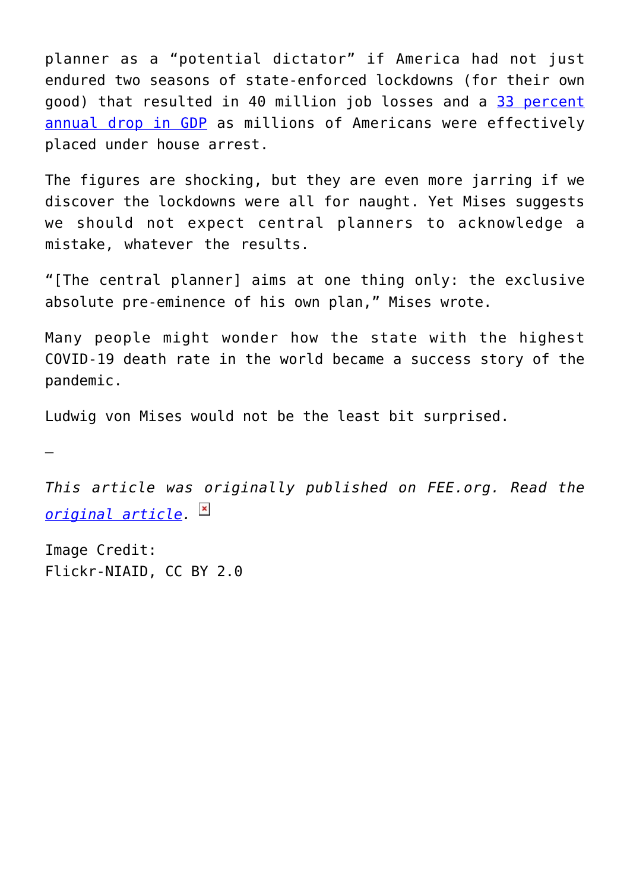planner as a "potential dictator" if America had not just endured two seasons of state-enforced lockdowns (for their own good) that resulted in 40 million job losses and a 33 percent annual drop in GDP as millions of Americans were effectively placed under house arrest.

The figures are shocking, but they are even more jarring if we discover the lockdowns were all for naught. Yet Mises suggests we should not expect central planners to acknowledge a mistake, whatever the results.

"[The central planner] aims at one thing only: the exclusive absolute pre-eminence of his own plan," Mises wrote.

Many people might wonder how the state with the highest COVID-19 death rate in the world became a success story of the pandemic.

Ludwig von Mises would not be the least bit surprised.

—

*This article was originally published on FEE.org. Read the original article.*

Image Credit:
Flickr-NIAID, CC BY 2.0